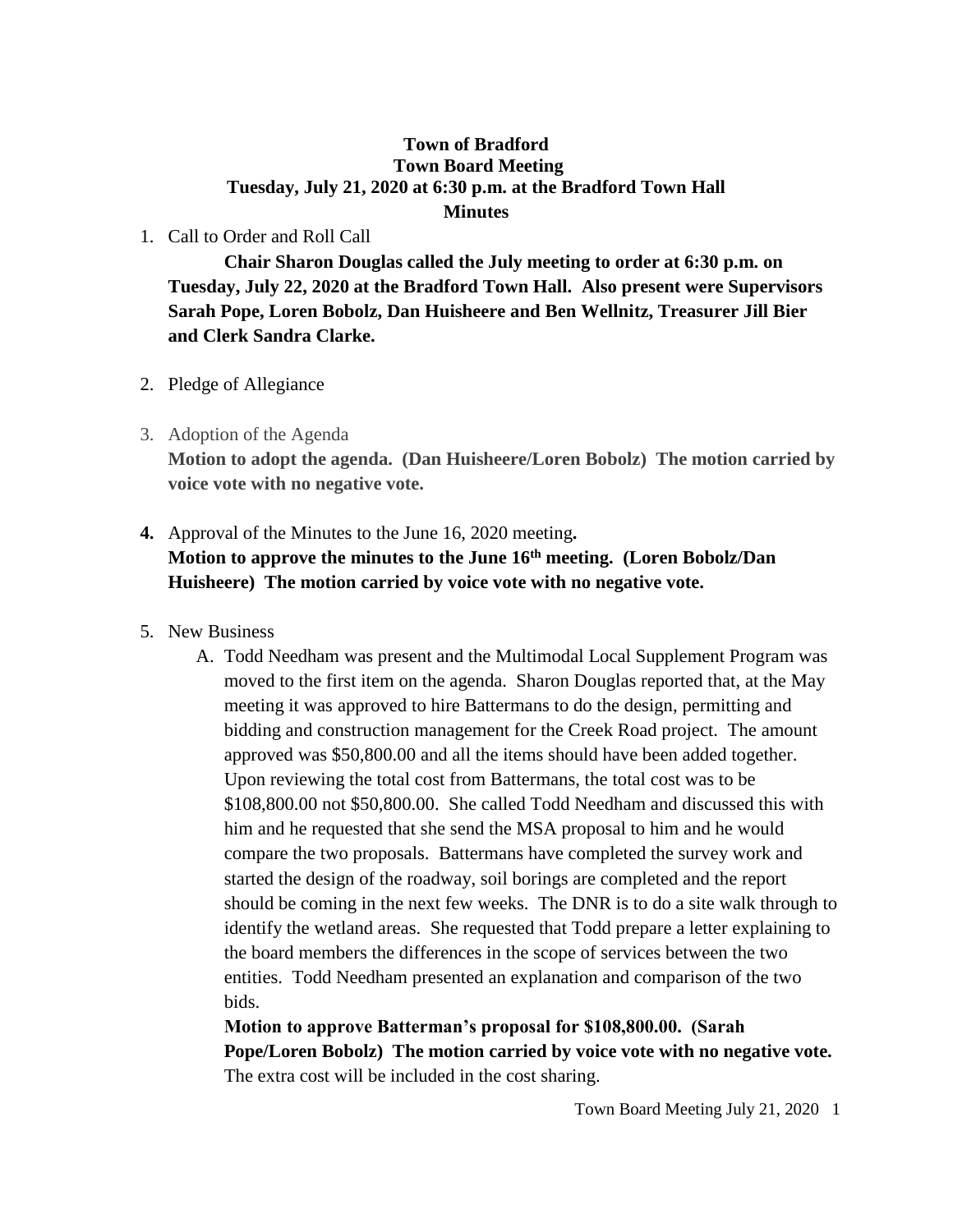**Town of Bradford**
**Town Board Meeting**
**Tuesday, July 21, 2020 at 6:30 p.m. at the Bradford Town Hall**
**Minutes**

1. Call to Order and Roll Call

   **Chair Sharon Douglas called the July meeting to order at 6:30 p.m. on Tuesday, July 22, 2020 at the Bradford Town Hall. Also present were Supervisors Sarah Pope, Loren Bobolz, Dan Huisheere and Ben Wellnitz, Treasurer Jill Bier and Clerk Sandra Clarke.**

2. Pledge of Allegiance

3. Adoption of the Agenda

   **Motion to adopt the agenda. (Dan Huisheere/Loren Bobolz) The motion carried by voice vote with no negative vote.**

4. Approval of the Minutes to the June 16, 2020 meeting**.**

   **Motion to approve the minutes to the June 16th meeting. (Loren Bobolz/Dan Huisheere) The motion carried by voice vote with no negative vote.**

5. New Business

   A. Todd Needham was present and the Multimodal Local Supplement Program was moved to the first item on the agenda. Sharon Douglas reported that, at the May meeting it was approved to hire Battermans to do the design, permitting and bidding and construction management for the Creek Road project. The amount approved was $50,800.00 and all the items should have been added together. Upon reviewing the total cost from Battermans, the total cost was to be $108,800.00 not $50,800.00. She called Todd Needham and discussed this with him and he requested that she send the MSA proposal to him and he would compare the two proposals. Battermans have completed the survey work and started the design of the roadway, soil borings are completed and the report should be coming in the next few weeks. The DNR is to do a site walk through to identify the wetland areas. She requested that Todd prepare a letter explaining to the board members the differences in the scope of services between the two entities. Todd Needham presented an explanation and comparison of the two bids.

      **Motion to approve Batterman's proposal for $108,800.00. (Sarah Pope/Loren Bobolz) The motion carried by voice vote with no negative vote.** The extra cost will be included in the cost sharing.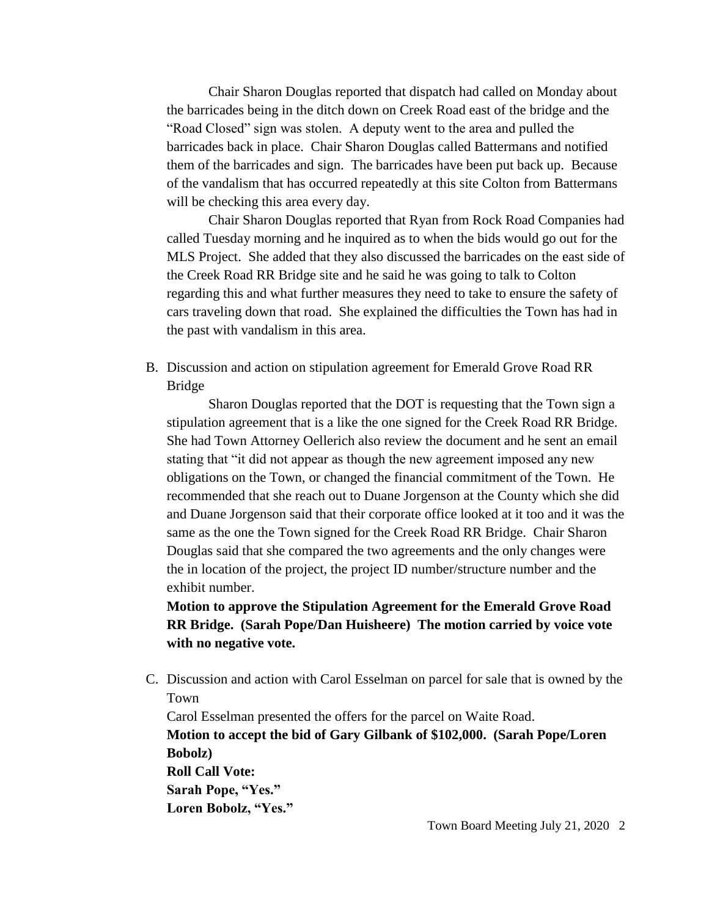Chair Sharon Douglas reported that dispatch had called on Monday about the barricades being in the ditch down on Creek Road east of the bridge and the "Road Closed" sign was stolen. A deputy went to the area and pulled the barricades back in place. Chair Sharon Douglas called Battermans and notified them of the barricades and sign. The barricades have been put back up. Because of the vandalism that has occurred repeatedly at this site Colton from Battermans will be checking this area every day.

Chair Sharon Douglas reported that Ryan from Rock Road Companies had called Tuesday morning and he inquired as to when the bids would go out for the MLS Project. She added that they also discussed the barricades on the east side of the Creek Road RR Bridge site and he said he was going to talk to Colton regarding this and what further measures they need to take to ensure the safety of cars traveling down that road. She explained the difficulties the Town has had in the past with vandalism in this area.

B. Discussion and action on stipulation agreement for Emerald Grove Road RR Bridge

Sharon Douglas reported that the DOT is requesting that the Town sign a stipulation agreement that is a like the one signed for the Creek Road RR Bridge. She had Town Attorney Oellerich also review the document and he sent an email stating that "it did not appear as though the new agreement imposed any new obligations on the Town, or changed the financial commitment of the Town. He recommended that she reach out to Duane Jorgenson at the County which she did and Duane Jorgenson said that their corporate office looked at it too and it was the same as the one the Town signed for the Creek Road RR Bridge. Chair Sharon Douglas said that she compared the two agreements and the only changes were the in location of the project, the project ID number/structure number and the exhibit number.

**Motion to approve the Stipulation Agreement for the Emerald Grove Road RR Bridge. (Sarah Pope/Dan Huisheere) The motion carried by voice vote with no negative vote.**

C. Discussion and action with Carol Esselman on parcel for sale that is owned by the Town

Carol Esselman presented the offers for the parcel on Waite Road.

**Motion to accept the bid of Gary Gilbank of $102,000. (Sarah Pope/Loren Bobolz)**
**Roll Call Vote:**
**Sarah Pope, "Yes."**
**Loren Bobolz, "Yes."**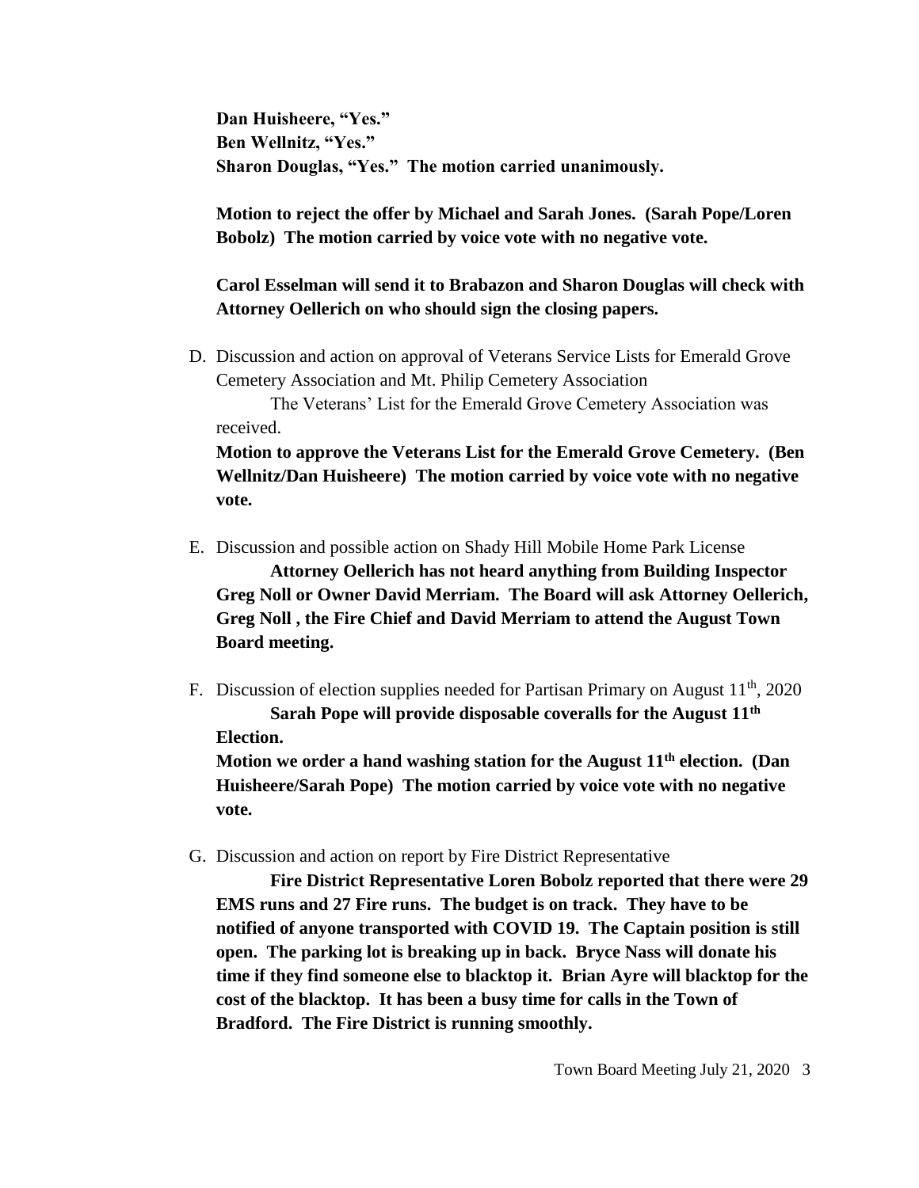**Dan Huisheere, "Yes."**
**Ben Wellnitz, "Yes."**
**Sharon Douglas, "Yes." The motion carried unanimously.**

**Motion to reject the offer by Michael and Sarah Jones. (Sarah Pope/Loren Bobolz) The motion carried by voice vote with no negative vote.**

**Carol Esselman will send it to Brabazon and Sharon Douglas will check with Attorney Oellerich on who should sign the closing papers.**

D. Discussion and action on approval of Veterans Service Lists for Emerald Grove Cemetery Association and Mt. Philip Cemetery Association

The Veterans' List for the Emerald Grove Cemetery Association was received.

**Motion to approve the Veterans List for the Emerald Grove Cemetery. (Ben Wellnitz/Dan Huisheere) The motion carried by voice vote with no negative vote.**

E. Discussion and possible action on Shady Hill Mobile Home Park License

**Attorney Oellerich has not heard anything from Building Inspector Greg Noll or Owner David Merriam. The Board will ask Attorney Oellerich, Greg Noll , the Fire Chief and David Merriam to attend the August Town Board meeting.**

F. Discussion of election supplies needed for Partisan Primary on August 11th, 2020

**Sarah Pope will provide disposable coveralls for the August 11th Election.**

**Motion we order a hand washing station for the August 11th election. (Dan Huisheere/Sarah Pope) The motion carried by voice vote with no negative vote.**

G. Discussion and action on report by Fire District Representative

**Fire District Representative Loren Bobolz reported that there were 29 EMS runs and 27 Fire runs. The budget is on track. They have to be notified of anyone transported with COVID 19. The Captain position is still open. The parking lot is breaking up in back. Bryce Nass will donate his time if they find someone else to blacktop it. Brian Ayre will blacktop for the cost of the blacktop. It has been a busy time for calls in the Town of Bradford. The Fire District is running smoothly.**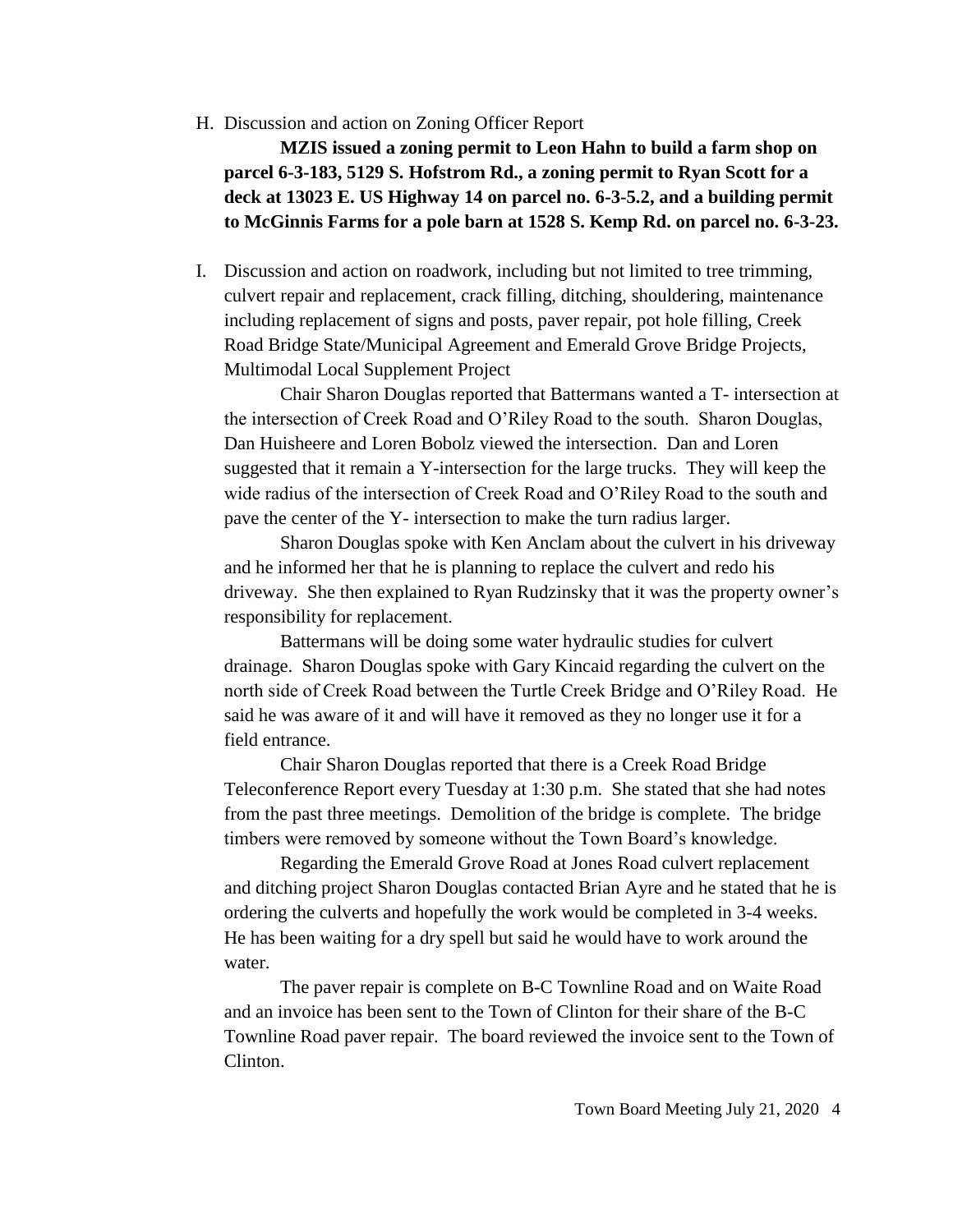H. Discussion and action on Zoning Officer Report

**MZIS issued a zoning permit to Leon Hahn to build a farm shop on parcel 6-3-183, 5129 S. Hofstrom Rd., a zoning permit to Ryan Scott for a deck at 13023 E. US Highway 14 on parcel no. 6-3-5.2, and a building permit to McGinnis Farms for a pole barn at 1528 S. Kemp Rd. on parcel no. 6-3-23.**

I. Discussion and action on roadwork, including but not limited to tree trimming, culvert repair and replacement, crack filling, ditching, shouldering, maintenance including replacement of signs and posts, paver repair, pot hole filling, Creek Road Bridge State/Municipal Agreement and Emerald Grove Bridge Projects, Multimodal Local Supplement Project

Chair Sharon Douglas reported that Battermans wanted a T- intersection at the intersection of Creek Road and O'Riley Road to the south. Sharon Douglas, Dan Huisheere and Loren Bobolz viewed the intersection. Dan and Loren suggested that it remain a Y-intersection for the large trucks. They will keep the wide radius of the intersection of Creek Road and O'Riley Road to the south and pave the center of the Y- intersection to make the turn radius larger.

Sharon Douglas spoke with Ken Anclam about the culvert in his driveway and he informed her that he is planning to replace the culvert and redo his driveway. She then explained to Ryan Rudzinsky that it was the property owner's responsibility for replacement.

Battermans will be doing some water hydraulic studies for culvert drainage. Sharon Douglas spoke with Gary Kincaid regarding the culvert on the north side of Creek Road between the Turtle Creek Bridge and O'Riley Road. He said he was aware of it and will have it removed as they no longer use it for a field entrance.

Chair Sharon Douglas reported that there is a Creek Road Bridge Teleconference Report every Tuesday at 1:30 p.m. She stated that she had notes from the past three meetings. Demolition of the bridge is complete. The bridge timbers were removed by someone without the Town Board's knowledge.

Regarding the Emerald Grove Road at Jones Road culvert replacement and ditching project Sharon Douglas contacted Brian Ayre and he stated that he is ordering the culverts and hopefully the work would be completed in 3-4 weeks. He has been waiting for a dry spell but said he would have to work around the water.

The paver repair is complete on B-C Townline Road and on Waite Road and an invoice has been sent to the Town of Clinton for their share of the B-C Townline Road paver repair. The board reviewed the invoice sent to the Town of Clinton.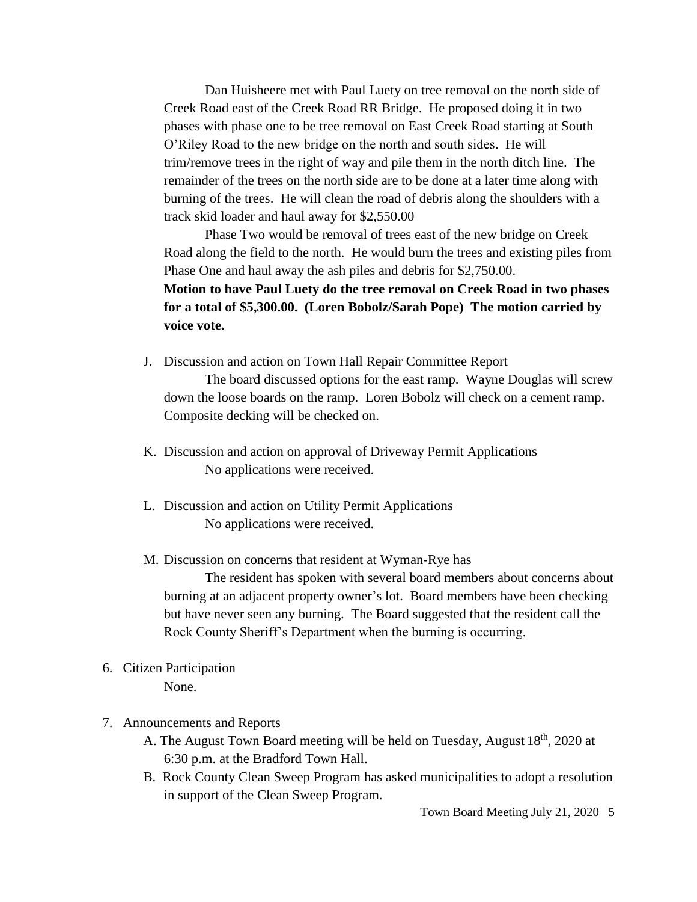Dan Huisheere met with Paul Luety on tree removal on the north side of Creek Road east of the Creek Road RR Bridge. He proposed doing it in two phases with phase one to be tree removal on East Creek Road starting at South O'Riley Road to the new bridge on the north and south sides. He will trim/remove trees in the right of way and pile them in the north ditch line. The remainder of the trees on the north side are to be done at a later time along with burning of the trees. He will clean the road of debris along the shoulders with a track skid loader and haul away for $2,550.00

Phase Two would be removal of trees east of the new bridge on Creek Road along the field to the north. He would burn the trees and existing piles from Phase One and haul away the ash piles and debris for $2,750.00.

**Motion to have Paul Luety do the tree removal on Creek Road in two phases for a total of $5,300.00. (Loren Bobolz/Sarah Pope) The motion carried by voice vote.**

J. Discussion and action on Town Hall Repair Committee Report

   The board discussed options for the east ramp. Wayne Douglas will screw down the loose boards on the ramp. Loren Bobolz will check on a cement ramp. Composite decking will be checked on.

K. Discussion and action on approval of Driveway Permit Applications

   No applications were received.

L. Discussion and action on Utility Permit Applications

   No applications were received.

M. Discussion on concerns that resident at Wyman-Rye has

   The resident has spoken with several board members about concerns about burning at an adjacent property owner's lot. Board members have been checking but have never seen any burning. The Board suggested that the resident call the Rock County Sheriff's Department when the burning is occurring.

6. Citizen Participation

   None.

7. Announcements and Reports

   A. The August Town Board meeting will be held on Tuesday, August 18th, 2020 at 6:30 p.m. at the Bradford Town Hall.

   B. Rock County Clean Sweep Program has asked municipalities to adopt a resolution in support of the Clean Sweep Program.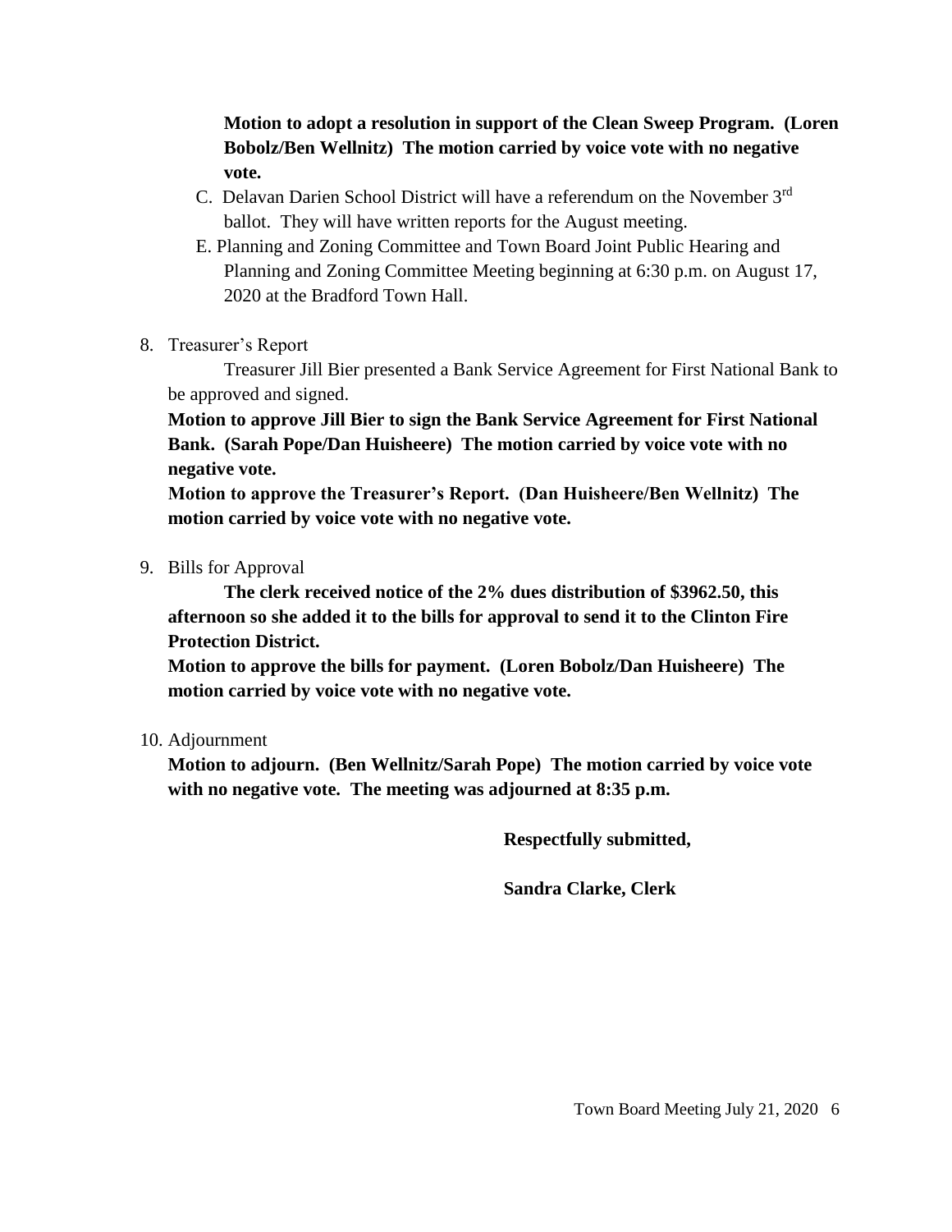**Motion to adopt a resolution in support of the Clean Sweep Program. (Loren Bobolz/Ben Wellnitz) The motion carried by voice vote with no negative vote.**

C. Delavan Darien School District will have a referendum on the November 3rd ballot. They will have written reports for the August meeting.

E. Planning and Zoning Committee and Town Board Joint Public Hearing and Planning and Zoning Committee Meeting beginning at 6:30 p.m. on August 17, 2020 at the Bradford Town Hall.

8. Treasurer's Report

Treasurer Jill Bier presented a Bank Service Agreement for First National Bank to be approved and signed.

**Motion to approve Jill Bier to sign the Bank Service Agreement for First National Bank. (Sarah Pope/Dan Huisheere) The motion carried by voice vote with no negative vote.**

**Motion to approve the Treasurer's Report. (Dan Huisheere/Ben Wellnitz) The motion carried by voice vote with no negative vote.**

9. Bills for Approval

**The clerk received notice of the 2% dues distribution of $3962.50, this afternoon so she added it to the bills for approval to send it to the Clinton Fire Protection District.**

**Motion to approve the bills for payment. (Loren Bobolz/Dan Huisheere) The motion carried by voice vote with no negative vote.**

10. Adjournment

**Motion to adjourn. (Ben Wellnitz/Sarah Pope) The motion carried by voice vote with no negative vote. The meeting was adjourned at 8:35 p.m.**

**Respectfully submitted,**

**Sandra Clarke, Clerk**